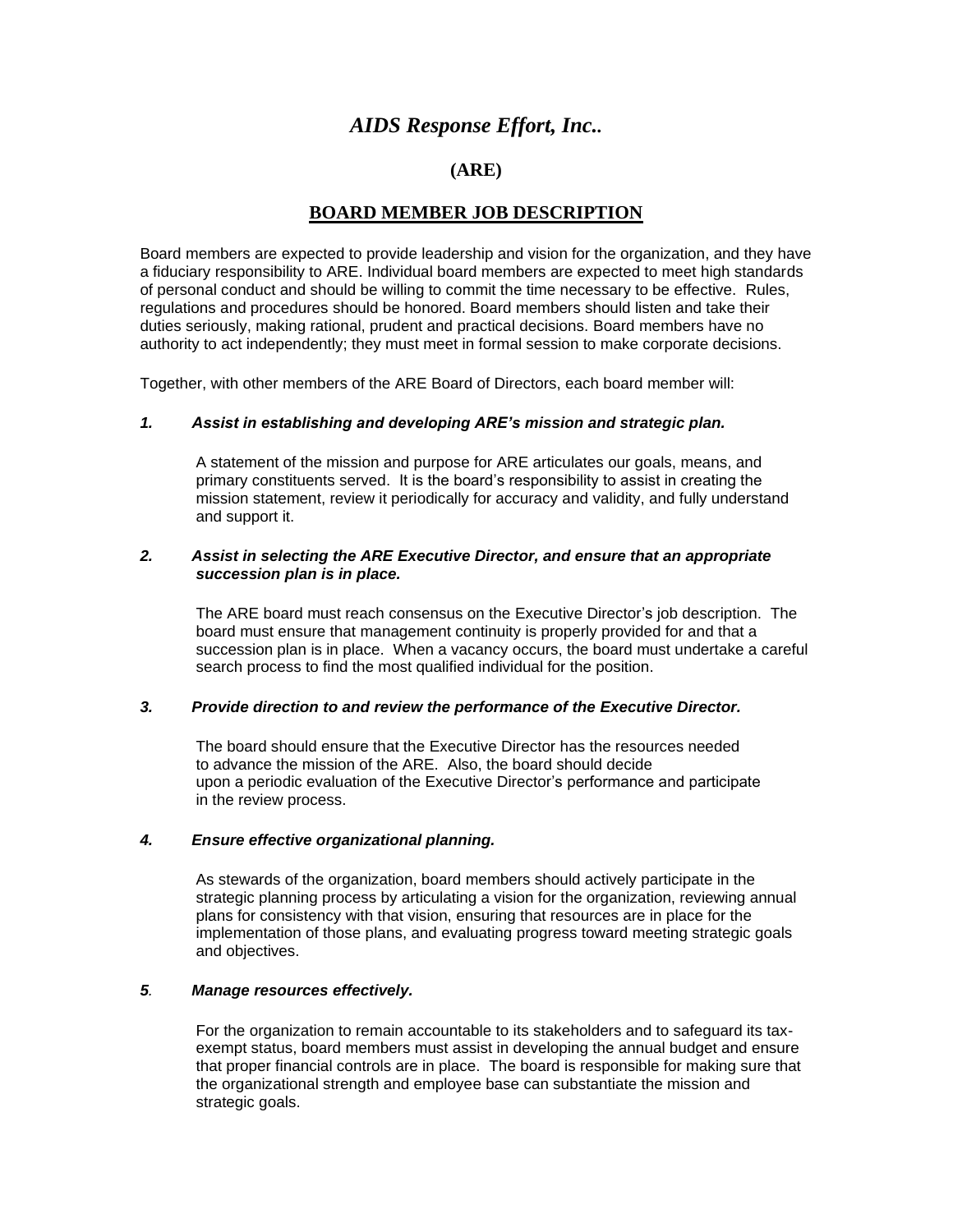# *AIDS Response Effort, Inc..*

## (ARE)

## BOARD MEMBER JOB DESCRIPTION

Board members are expected to provide leadership and vision for the organization, and they have a fiduciary responsibility to ARE. Individual board members are expected to meet high standards of personal conduct and should be willing to commit the time necessary to be effective. Rules, regulations and procedures should be honored. Board members should listen and take their duties seriously, making rational, prudent and practical decisions. Board members have no authority to act independently; they must meet in formal session to make corporate decisions.

Together, with other members of the ARE Board of Directors, each board member will:

***1. Assist in establishing and developing ARE's mission and strategic plan.***

A statement of the mission and purpose for ARE articulates our goals, means, and primary constituents served. It is the board's responsibility to assist in creating the mission statement, review it periodically for accuracy and validity, and fully understand and support it.

***2. Assist in selecting the ARE Executive Director, and ensure that an appropriate succession plan is in place.***

The ARE board must reach consensus on the Executive Director's job description. The board must ensure that management continuity is properly provided for and that a succession plan is in place. When a vacancy occurs, the board must undertake a careful search process to find the most qualified individual for the position.

***3. Provide direction to and review the performance of the Executive Director.***

The board should ensure that the Executive Director has the resources needed to advance the mission of the ARE. Also, the board should decide upon a periodic evaluation of the Executive Director's performance and participate in the review process.

***4. Ensure effective organizational planning.***

As stewards of the organization, board members should actively participate in the strategic planning process by articulating a vision for the organization, reviewing annual plans for consistency with that vision, ensuring that resources are in place for the implementation of those plans, and evaluating progress toward meeting strategic goals and objectives.

***5. Manage resources effectively.***

For the organization to remain accountable to its stakeholders and to safeguard its tax-exempt status, board members must assist in developing the annual budget and ensure that proper financial controls are in place. The board is responsible for making sure that the organizational strength and employee base can substantiate the mission and strategic goals.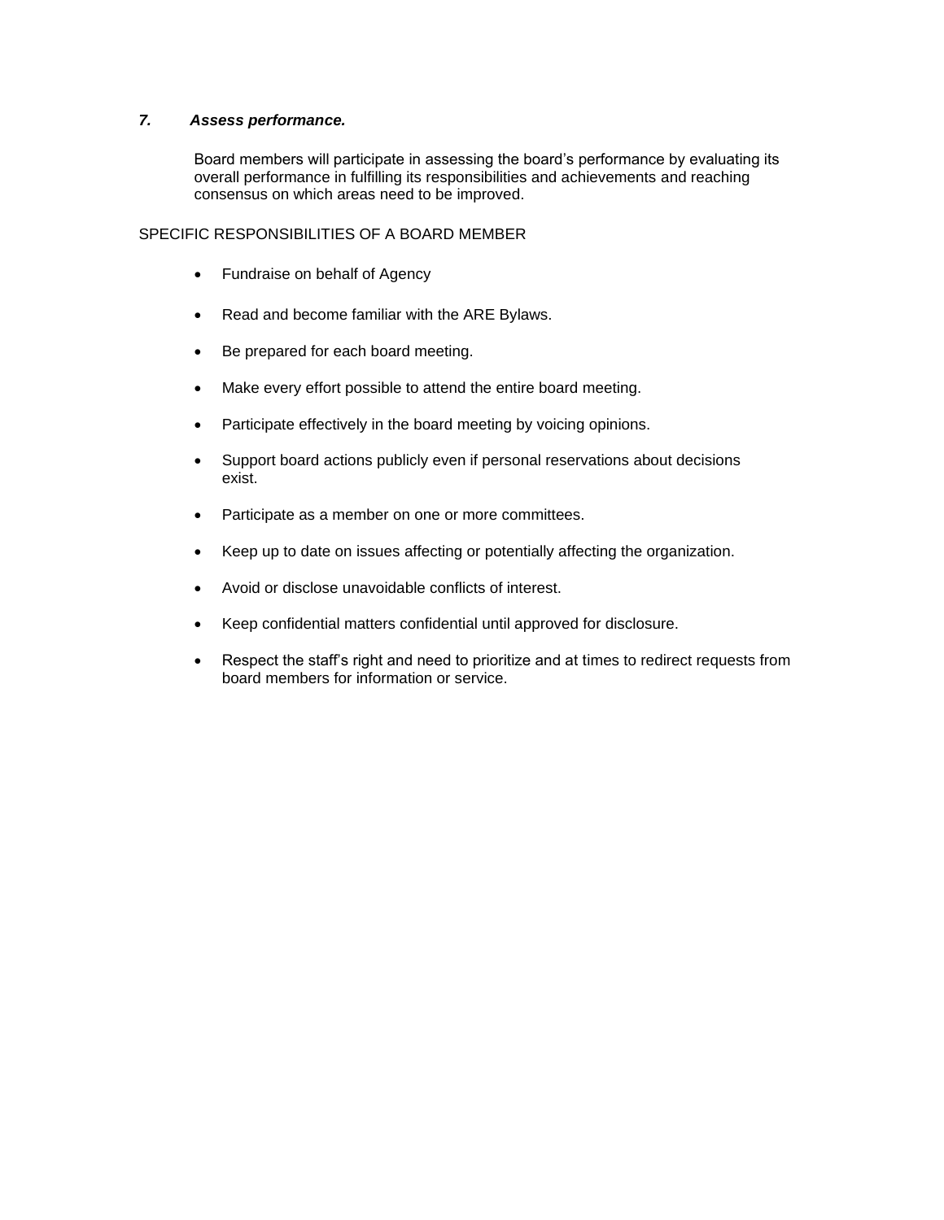***7. Assess performance.***

Board members will participate in assessing the board's performance by evaluating its overall performance in fulfilling its responsibilities and achievements and reaching consensus on which areas need to be improved.

SPECIFIC RESPONSIBILITIES OF A BOARD MEMBER

- Fundraise on behalf of Agency
- Read and become familiar with the ARE Bylaws.
- Be prepared for each board meeting.
- Make every effort possible to attend the entire board meeting.
- Participate effectively in the board meeting by voicing opinions.
- Support board actions publicly even if personal reservations about decisions exist.
- Participate as a member on one or more committees.
- Keep up to date on issues affecting or potentially affecting the organization.
- Avoid or disclose unavoidable conflicts of interest.
- Keep confidential matters confidential until approved for disclosure.
- Respect the staff's right and need to prioritize and at times to redirect requests from board members for information or service.